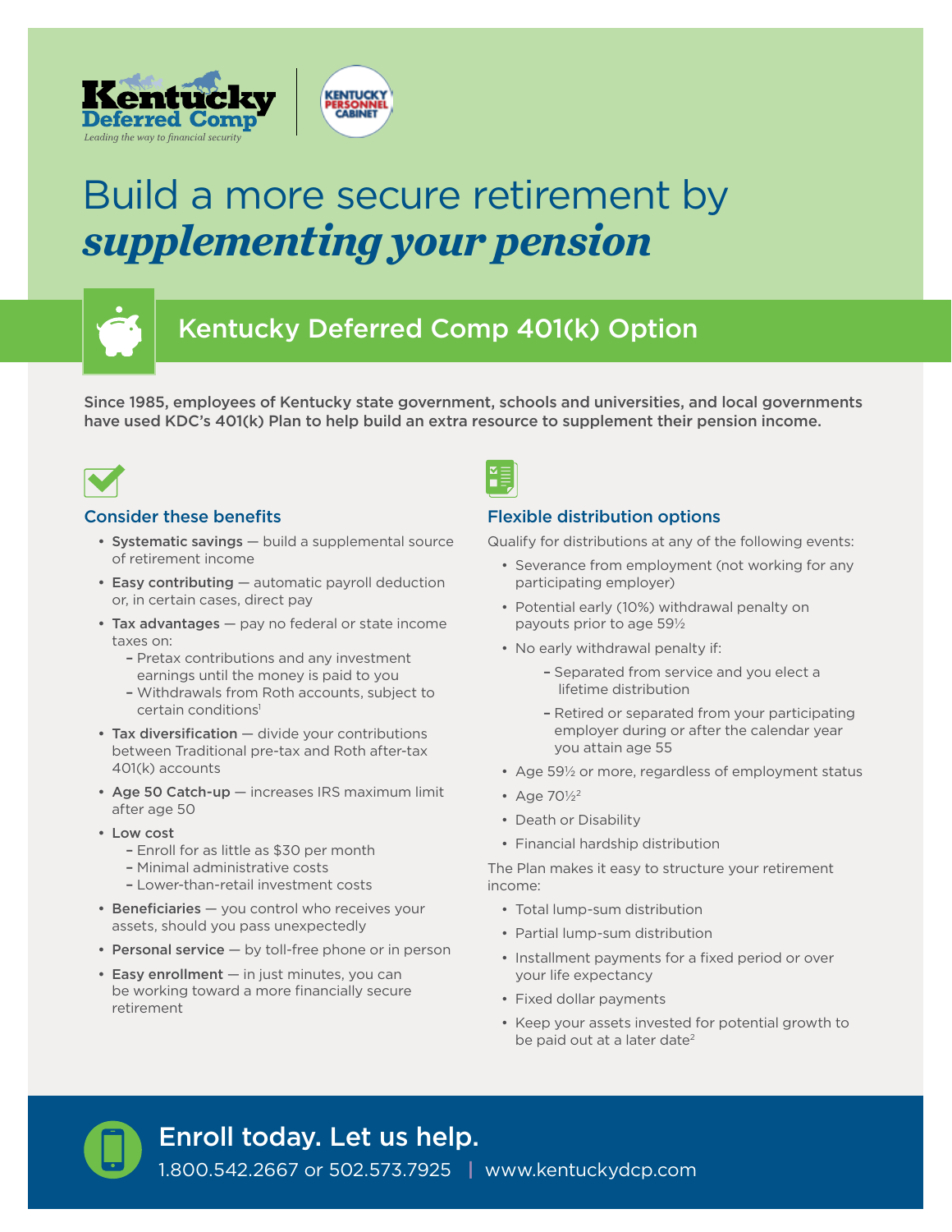Kentucky Deferred Comp
*Leading the way to financial security*

KENTUCKY PERSONNEL CABINET

# Build a more secure retirement by ***supplementing your pension***

## Kentucky Deferred Comp 401(k) Option

**Since 1985, employees of Kentucky state government, schools and universities, and local governments have used KDC's 401(k) Plan to help build an extra resource to supplement their pension income.**

### Consider these benefits

- **Systematic savings** — build a supplemental source of retirement income
- **Easy contributing** — automatic payroll deduction or, in certain cases, direct pay
- **Tax advantages** — pay no federal or state income taxes on:
  - Pretax contributions and any investment earnings until the money is paid to you
  - Withdrawals from Roth accounts, subject to certain conditions[1]
- **Tax diversification** — divide your contributions between Traditional pre-tax and Roth after-tax 401(k) accounts
- **Age 50 Catch-up** — increases IRS maximum limit after age 50
- **Low cost**
  - Enroll for as little as $30 per month
  - Minimal administrative costs
  - Lower-than-retail investment costs
- **Beneficiaries** — you control who receives your assets, should you pass unexpectedly
- **Personal service** — by toll-free phone or in person
- **Easy enrollment** — in just minutes, you can be working toward a more financially secure retirement

### Flexible distribution options

Qualify for distributions at any of the following events:

- Severance from employment (not working for any participating employer)
- Potential early (10%) withdrawal penalty on payouts prior to age 59½
- No early withdrawal penalty if:
  - Separated from service and you elect a lifetime distribution
  - Retired or separated from your participating employer during or after the calendar year you attain age 55
- Age 59½ or more, regardless of employment status
- Age 70½[2]
- Death or Disability
- Financial hardship distribution

The Plan makes it easy to structure your retirement income:

- Total lump-sum distribution
- Partial lump-sum distribution
- Installment payments for a fixed period or over your life expectancy
- Fixed dollar payments
- Keep your assets invested for potential growth to be paid out at a later date[2]

## Enroll today. Let us help.

1.800.542.2667 or 502.573.7925 | www.kentuckydcp.com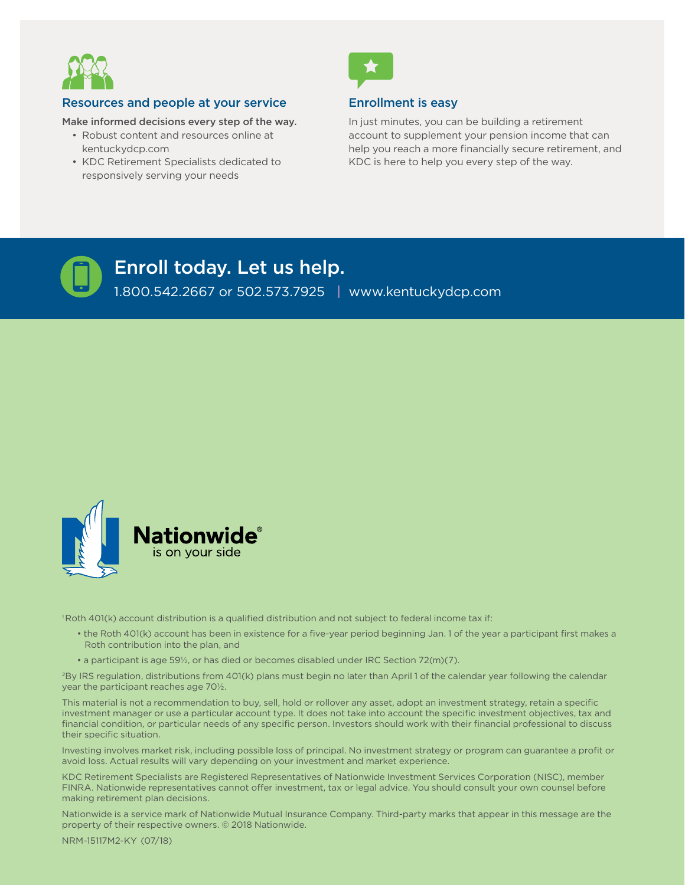### Resources and people at your service

**Make informed decisions every step of the way.**

- Robust content and resources online at kentuckydcp.com
- KDC Retirement Specialists dedicated to responsively serving your needs

### Enrollment is easy

In just minutes, you can be building a retirement account to supplement your pension income that can help you reach a more financially secure retirement, and KDC is here to help you every step of the way.

## Enroll today. Let us help.

1.800.542.2667 or 502.573.7925 | www.kentuckydcp.com

**Nationwide®** is on your side

[1] Roth 401(k) account distribution is a qualified distribution and not subject to federal income tax if:

- the Roth 401(k) account has been in existence for a five-year period beginning Jan. 1 of the year a participant first makes a Roth contribution into the plan, and
- a participant is age 59½, or has died or becomes disabled under IRC Section 72(m)(7).

[2] By IRS regulation, distributions from 401(k) plans must begin no later than April 1 of the calendar year following the calendar year the participant reaches age 70½.

This material is not a recommendation to buy, sell, hold or rollover any asset, adopt an investment strategy, retain a specific investment manager or use a particular account type. It does not take into account the specific investment objectives, tax and financial condition, or particular needs of any specific person. Investors should work with their financial professional to discuss their specific situation.

Investing involves market risk, including possible loss of principal. No investment strategy or program can guarantee a profit or avoid loss. Actual results will vary depending on your investment and market experience.

KDC Retirement Specialists are Registered Representatives of Nationwide Investment Services Corporation (NISC), member FINRA. Nationwide representatives cannot offer investment, tax or legal advice. You should consult your own counsel before making retirement plan decisions.

Nationwide is a service mark of Nationwide Mutual Insurance Company. Third-party marks that appear in this message are the property of their respective owners. © 2018 Nationwide.

NRM-15117M2-KY (07/18)